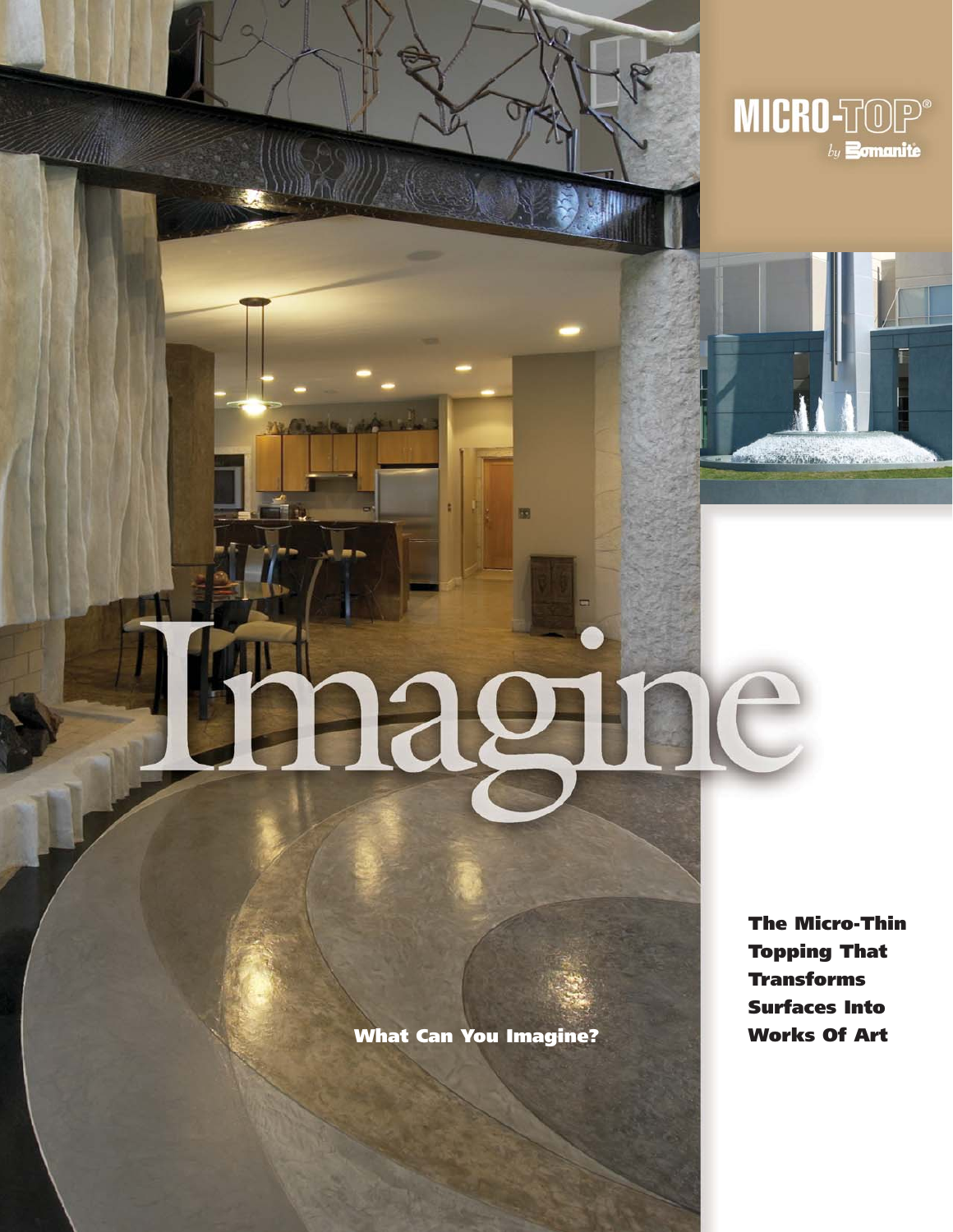# MICRO-TOP®

*by Bomanite*

# Imagine

**What Can You Imagine?**

**The Micro-Thin Topping That Transforms Surfaces Into Works Of Art**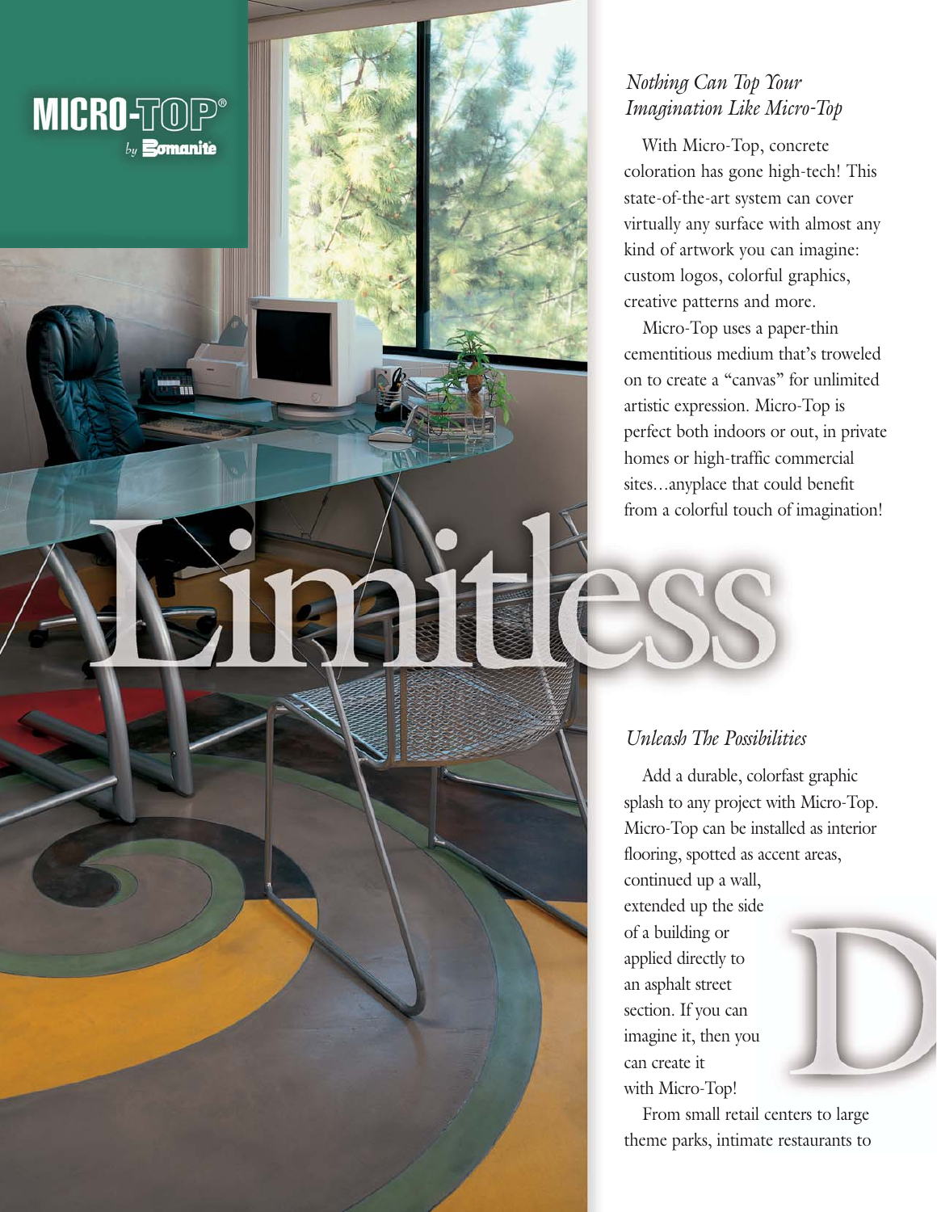MICRO-TOP®
by Bomanite

# Limitless

## *Nothing Can Top Your Imagination Like Micro-Top*

With Micro-Top, concrete coloration has gone high-tech! This state-of-the-art system can cover virtually any surface with almost any kind of artwork you can imagine: custom logos, colorful graphics, creative patterns and more.

Micro-Top uses a paper-thin cementitious medium that's troweled on to create a "canvas" for unlimited artistic expression. Micro-Top is perfect both indoors or out, in private homes or high-traffic commercial sites…anyplace that could benefit from a colorful touch of imagination!

## *Unleash The Possibilities*

Add a durable, colorfast graphic splash to any project with Micro-Top. Micro-Top can be installed as interior flooring, spotted as accent areas, continued up a wall, extended up the side of a building or applied directly to an asphalt street section. If you can imagine it, then you can create it with Micro-Top!

From small retail centers to large theme parks, intimate restaurants to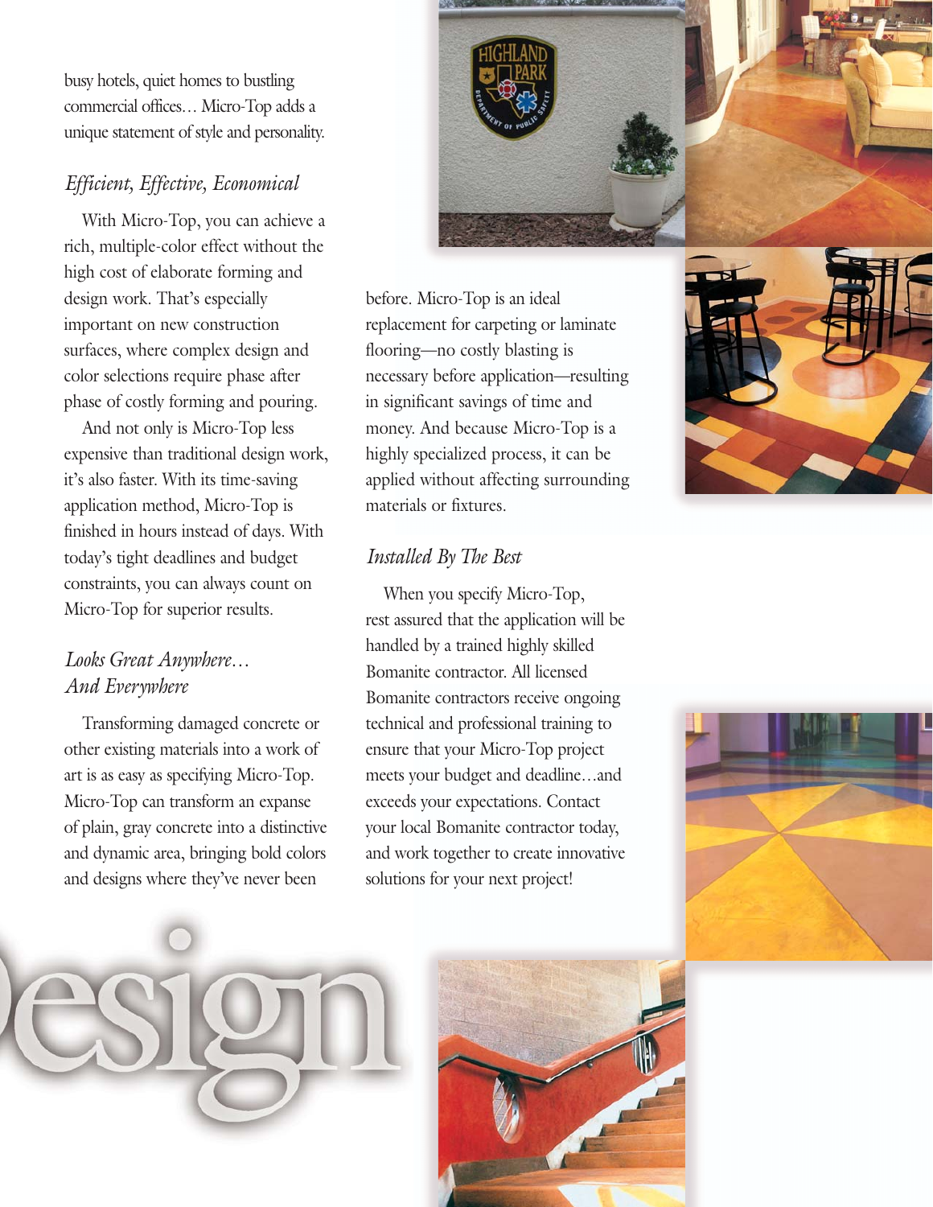busy hotels, quiet homes to bustling commercial offices… Micro-Top adds a unique statement of style and personality.

### *Efficient, Effective, Economical*

With Micro-Top, you can achieve a rich, multiple-color effect without the high cost of elaborate forming and design work. That's especially important on new construction surfaces, where complex design and color selections require phase after phase of costly forming and pouring.

And not only is Micro-Top less expensive than traditional design work, it's also faster. With its time-saving application method, Micro-Top is finished in hours instead of days. With today's tight deadlines and budget constraints, you can always count on Micro-Top for superior results.

### *Looks Great Anywhere… And Everywhere*

Transforming damaged concrete or other existing materials into a work of art is as easy as specifying Micro-Top. Micro-Top can transform an expanse of plain, gray concrete into a distinctive and dynamic area, bringing bold colors and designs where they've never been before. Micro-Top is an ideal replacement for carpeting or laminate flooring—no costly blasting is necessary before application—resulting in significant savings of time and money. And because Micro-Top is a highly specialized process, it can be applied without affecting surrounding materials or fixtures.

### *Installed By The Best*

When you specify Micro-Top, rest assured that the application will be handled by a trained highly skilled Bomanite contractor. All licensed Bomanite contractors receive ongoing technical and professional training to ensure that your Micro-Top project meets your budget and deadline…and exceeds your expectations. Contact your local Bomanite contractor today, and work together to create innovative solutions for your next project!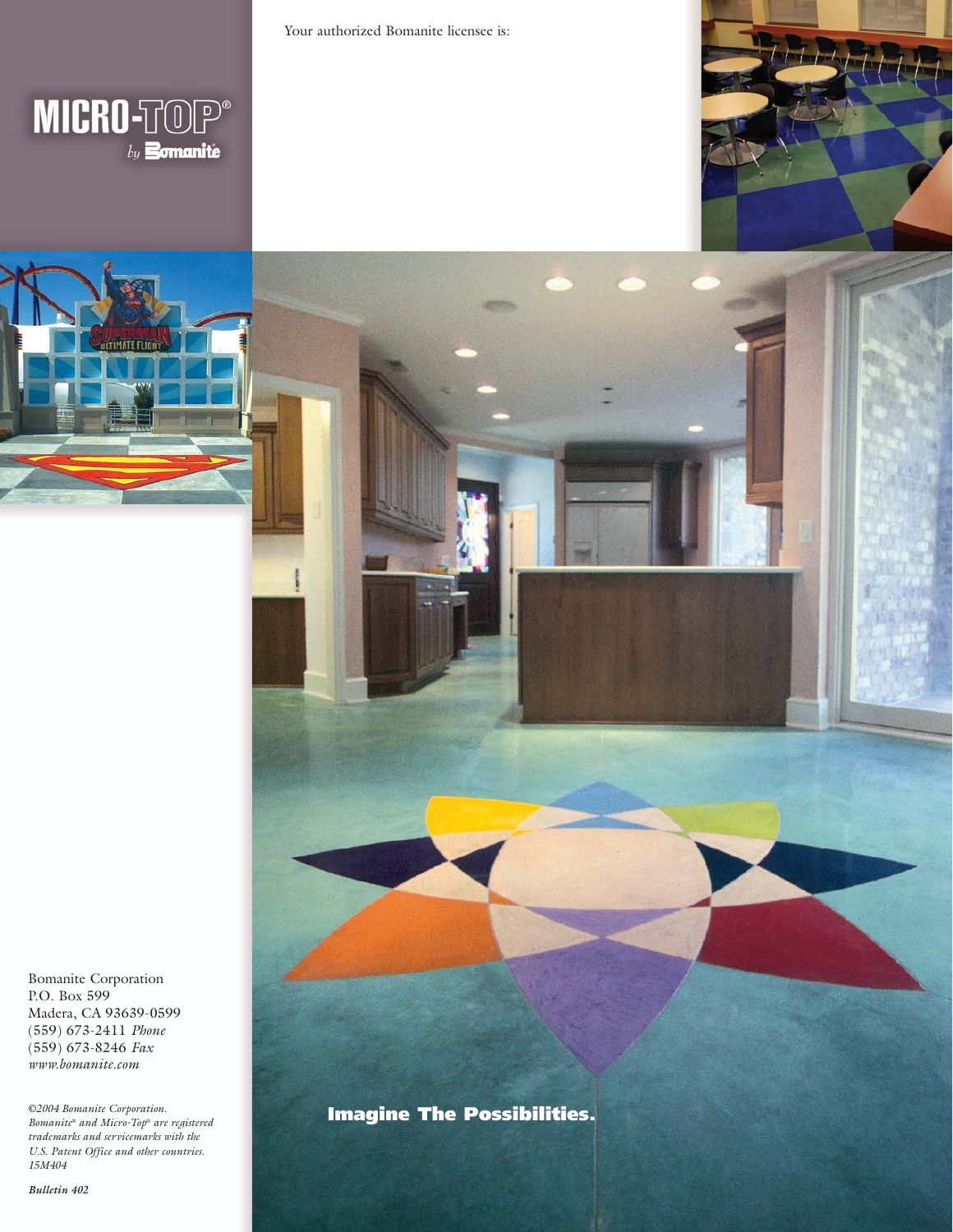MICRO-TOP®
*by* Bomanite®

Your authorized Bomanite licensee is:

**Imagine The Possibilities.**

Bomanite Corporation
P.O. Box 599
Madera, CA 93639-0599
(559) 673-2411 *Phone*
(559) 673-8246 *Fax*
*www.bomanite.com*

*©2004 Bomanite Corporation. Bomanite® and Micro-Top® are registered trademarks and servicemarks with the U.S. Patent Office and other countries. 15M404*

***Bulletin 402***